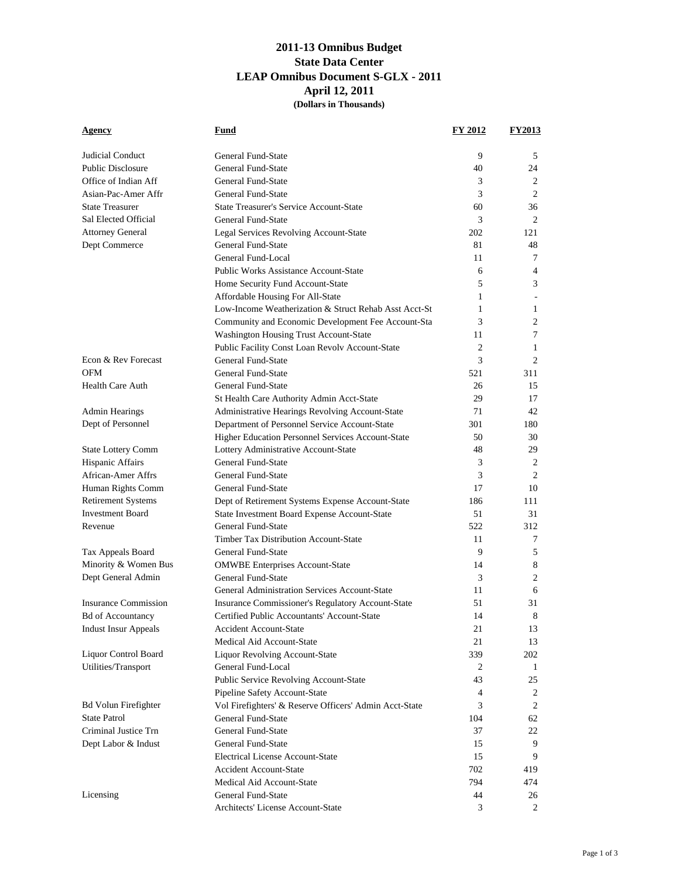# 2011-13 Omnibus Budget
## State Data Center
## LEAP Omnibus Document S-GLX - 2011
## April 12, 2011
**(Dollars in Thousands)**

| Agency | Fund | FY 2012 | FY2013 |
|---|---|---|---|
| Judicial Conduct | General Fund-State | 9 | 5 |
| Public Disclosure | General Fund-State | 40 | 24 |
| Office of Indian Aff | General Fund-State | 3 | 2 |
| Asian-Pac-Amer Affr | General Fund-State | 3 | 2 |
| State Treasurer | State Treasurer's Service Account-State | 60 | 36 |
| Sal Elected Official | General Fund-State | 3 | 2 |
| Attorney General | Legal Services Revolving Account-State | 202 | 121 |
| Dept Commerce | General Fund-State | 81 | 48 |
| | General Fund-Local | 11 | 7 |
| | Public Works Assistance Account-State | 6 | 4 |
| | Home Security Fund Account-State | 5 | 3 |
| | Affordable Housing For All-State | 1 | - |
| | Low-Income Weatherization & Struct Rehab Asst Acct-St | 1 | 1 |
| | Community and Economic Development Fee Account-Sta | 3 | 2 |
| | Washington Housing Trust Account-State | 11 | 7 |
| | Public Facility Const Loan Revolv Account-State | 2 | 1 |
| Econ & Rev Forecast | General Fund-State | 3 | 2 |
| OFM | General Fund-State | 521 | 311 |
| Health Care Auth | General Fund-State | 26 | 15 |
| | St Health Care Authority Admin Acct-State | 29 | 17 |
| Admin Hearings | Administrative Hearings Revolving Account-State | 71 | 42 |
| Dept of Personnel | Department of Personnel Service Account-State | 301 | 180 |
| | Higher Education Personnel Services Account-State | 50 | 30 |
| State Lottery Comm | Lottery Administrative Account-State | 48 | 29 |
| Hispanic Affairs | General Fund-State | 3 | 2 |
| African-Amer Affrs | General Fund-State | 3 | 2 |
| Human Rights Comm | General Fund-State | 17 | 10 |
| Retirement Systems | Dept of Retirement Systems Expense Account-State | 186 | 111 |
| Investment Board | State Investment Board Expense Account-State | 51 | 31 |
| Revenue | General Fund-State | 522 | 312 |
| | Timber Tax Distribution Account-State | 11 | 7 |
| Tax Appeals Board | General Fund-State | 9 | 5 |
| Minority & Women Bus | OMWBE Enterprises Account-State | 14 | 8 |
| Dept General Admin | General Fund-State | 3 | 2 |
| | General Administration Services Account-State | 11 | 6 |
| Insurance Commission | Insurance Commissioner's Regulatory Account-State | 51 | 31 |
| Bd of Accountancy | Certified Public Accountants' Account-State | 14 | 8 |
| Indust Insur Appeals | Accident Account-State | 21 | 13 |
| | Medical Aid Account-State | 21 | 13 |
| Liquor Control Board | Liquor Revolving Account-State | 339 | 202 |
| Utilities/Transport | General Fund-Local | 2 | 1 |
| | Public Service Revolving Account-State | 43 | 25 |
| | Pipeline Safety Account-State | 4 | 2 |
| Bd Volun Firefighter | Vol Firefighters' & Reserve Officers' Admin Acct-State | 3 | 2 |
| State Patrol | General Fund-State | 104 | 62 |
| Criminal Justice Trn | General Fund-State | 37 | 22 |
| Dept Labor & Indust | General Fund-State | 15 | 9 |
| | Electrical License Account-State | 15 | 9 |
| | Accident Account-State | 702 | 419 |
| | Medical Aid Account-State | 794 | 474 |
| Licensing | General Fund-State | 44 | 26 |
| | Architects' License Account-State | 3 | 2 |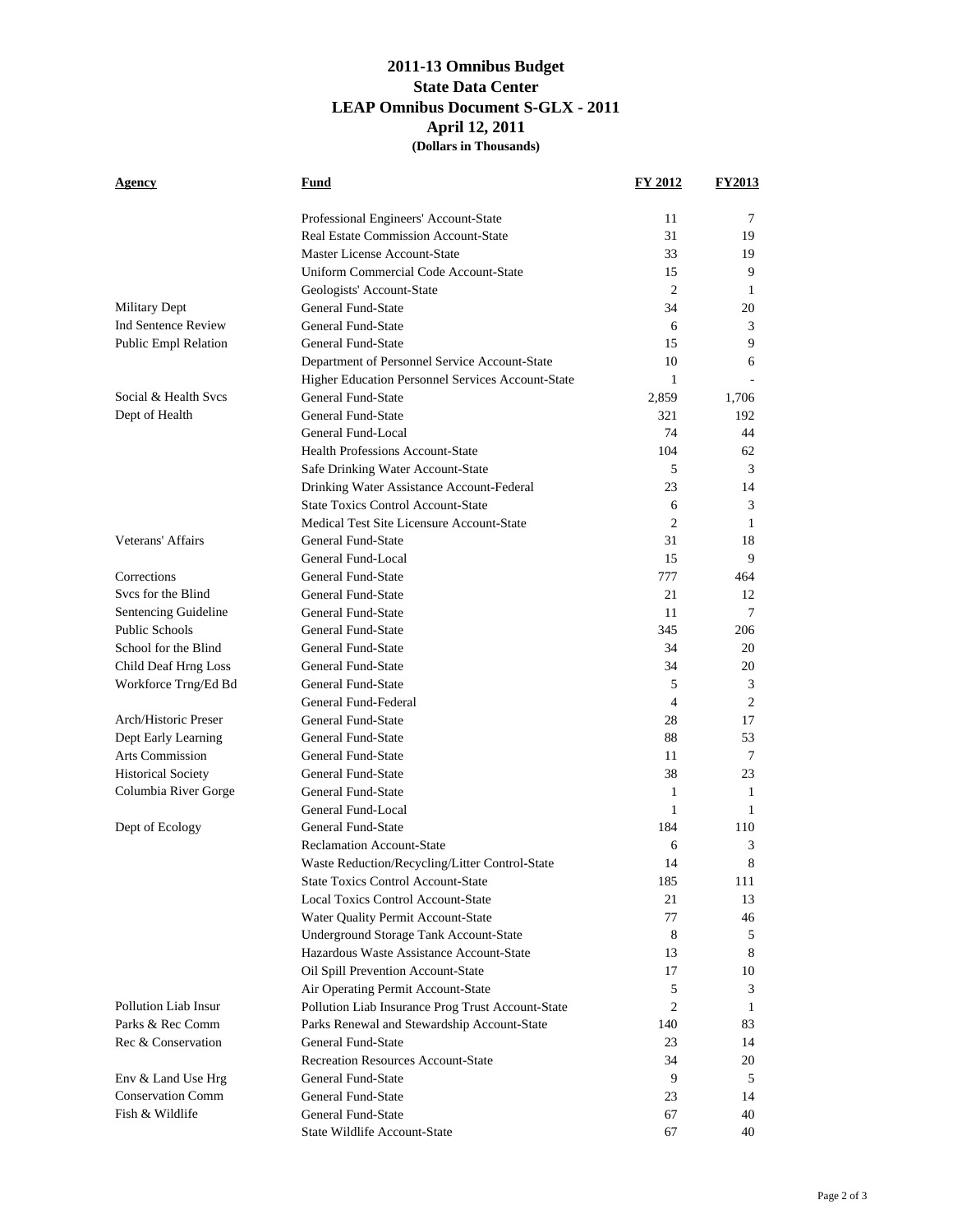# 2011-13 Omnibus Budget
## State Data Center
## LEAP Omnibus Document S-GLX - 2011
## April 12, 2011
**(Dollars in Thousands)**

| Agency | Fund | FY 2012 | FY2013 |
|---|---|---|---|
| | Professional Engineers' Account-State | 11 | 7 |
| | Real Estate Commission Account-State | 31 | 19 |
| | Master License Account-State | 33 | 19 |
| | Uniform Commercial Code Account-State | 15 | 9 |
| | Geologists' Account-State | 2 | 1 |
| Military Dept | General Fund-State | 34 | 20 |
| Ind Sentence Review | General Fund-State | 6 | 3 |
| Public Empl Relation | General Fund-State | 15 | 9 |
| | Department of Personnel Service Account-State | 10 | 6 |
| | Higher Education Personnel Services Account-State | 1 | - |
| Social & Health Svcs | General Fund-State | 2,859 | 1,706 |
| Dept of Health | General Fund-State | 321 | 192 |
| | General Fund-Local | 74 | 44 |
| | Health Professions Account-State | 104 | 62 |
| | Safe Drinking Water Account-State | 5 | 3 |
| | Drinking Water Assistance Account-Federal | 23 | 14 |
| | State Toxics Control Account-State | 6 | 3 |
| | Medical Test Site Licensure Account-State | 2 | 1 |
| Veterans' Affairs | General Fund-State | 31 | 18 |
| | General Fund-Local | 15 | 9 |
| Corrections | General Fund-State | 777 | 464 |
| Svcs for the Blind | General Fund-State | 21 | 12 |
| Sentencing Guideline | General Fund-State | 11 | 7 |
| Public Schools | General Fund-State | 345 | 206 |
| School for the Blind | General Fund-State | 34 | 20 |
| Child Deaf Hrng Loss | General Fund-State | 34 | 20 |
| Workforce Trng/Ed Bd | General Fund-State | 5 | 3 |
| | General Fund-Federal | 4 | 2 |
| Arch/Historic Preser | General Fund-State | 28 | 17 |
| Dept Early Learning | General Fund-State | 88 | 53 |
| Arts Commission | General Fund-State | 11 | 7 |
| Historical Society | General Fund-State | 38 | 23 |
| Columbia River Gorge | General Fund-State | 1 | 1 |
| | General Fund-Local | 1 | 1 |
| Dept of Ecology | General Fund-State | 184 | 110 |
| | Reclamation Account-State | 6 | 3 |
| | Waste Reduction/Recycling/Litter Control-State | 14 | 8 |
| | State Toxics Control Account-State | 185 | 111 |
| | Local Toxics Control Account-State | 21 | 13 |
| | Water Quality Permit Account-State | 77 | 46 |
| | Underground Storage Tank Account-State | 8 | 5 |
| | Hazardous Waste Assistance Account-State | 13 | 8 |
| | Oil Spill Prevention Account-State | 17 | 10 |
| | Air Operating Permit Account-State | 5 | 3 |
| Pollution Liab Insur | Pollution Liab Insurance Prog Trust Account-State | 2 | 1 |
| Parks & Rec Comm | Parks Renewal and Stewardship Account-State | 140 | 83 |
| Rec & Conservation | General Fund-State | 23 | 14 |
| | Recreation Resources Account-State | 34 | 20 |
| Env & Land Use Hrg | General Fund-State | 9 | 5 |
| Conservation Comm | General Fund-State | 23 | 14 |
| Fish & Wildlife | General Fund-State | 67 | 40 |
| | State Wildlife Account-State | 67 | 40 |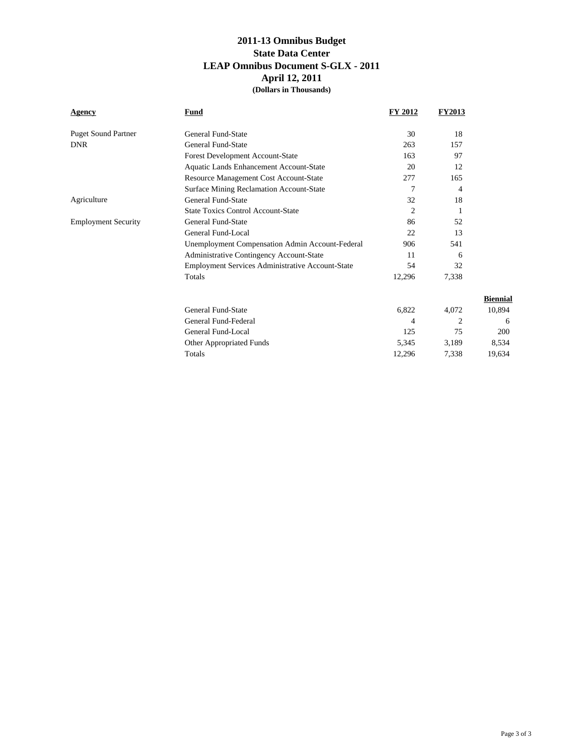# 2011-13 Omnibus Budget
## State Data Center
## LEAP Omnibus Document S-GLX - 2011
## April 12, 2011
**(Dollars in Thousands)**

| Agency | Fund | FY 2012 | FY2013 | |
|---|---|---|---|---|
| Puget Sound Partner | General Fund-State | 30 | 18 | |
| DNR | General Fund-State | 263 | 157 | |
| | Forest Development Account-State | 163 | 97 | |
| | Aquatic Lands Enhancement Account-State | 20 | 12 | |
| | Resource Management Cost Account-State | 277 | 165 | |
| | Surface Mining Reclamation Account-State | 7 | 4 | |
| Agriculture | General Fund-State | 32 | 18 | |
| | State Toxics Control Account-State | 2 | 1 | |
| Employment Security | General Fund-State | 86 | 52 | |
| | General Fund-Local | 22 | 13 | |
| | Unemployment Compensation Admin Account-Federal | 906 | 541 | |
| | Administrative Contingency Account-State | 11 | 6 | |
| | Employment Services Administrative Account-State | 54 | 32 | |
| | Totals | 12,296 | 7,338 | |
| | | | | **Biennial** |
| | General Fund-State | 6,822 | 4,072 | 10,894 |
| | General Fund-Federal | 4 | 2 | 6 |
| | General Fund-Local | 125 | 75 | 200 |
| | Other Appropriated Funds | 5,345 | 3,189 | 8,534 |
| | Totals | 12,296 | 7,338 | 19,634 |